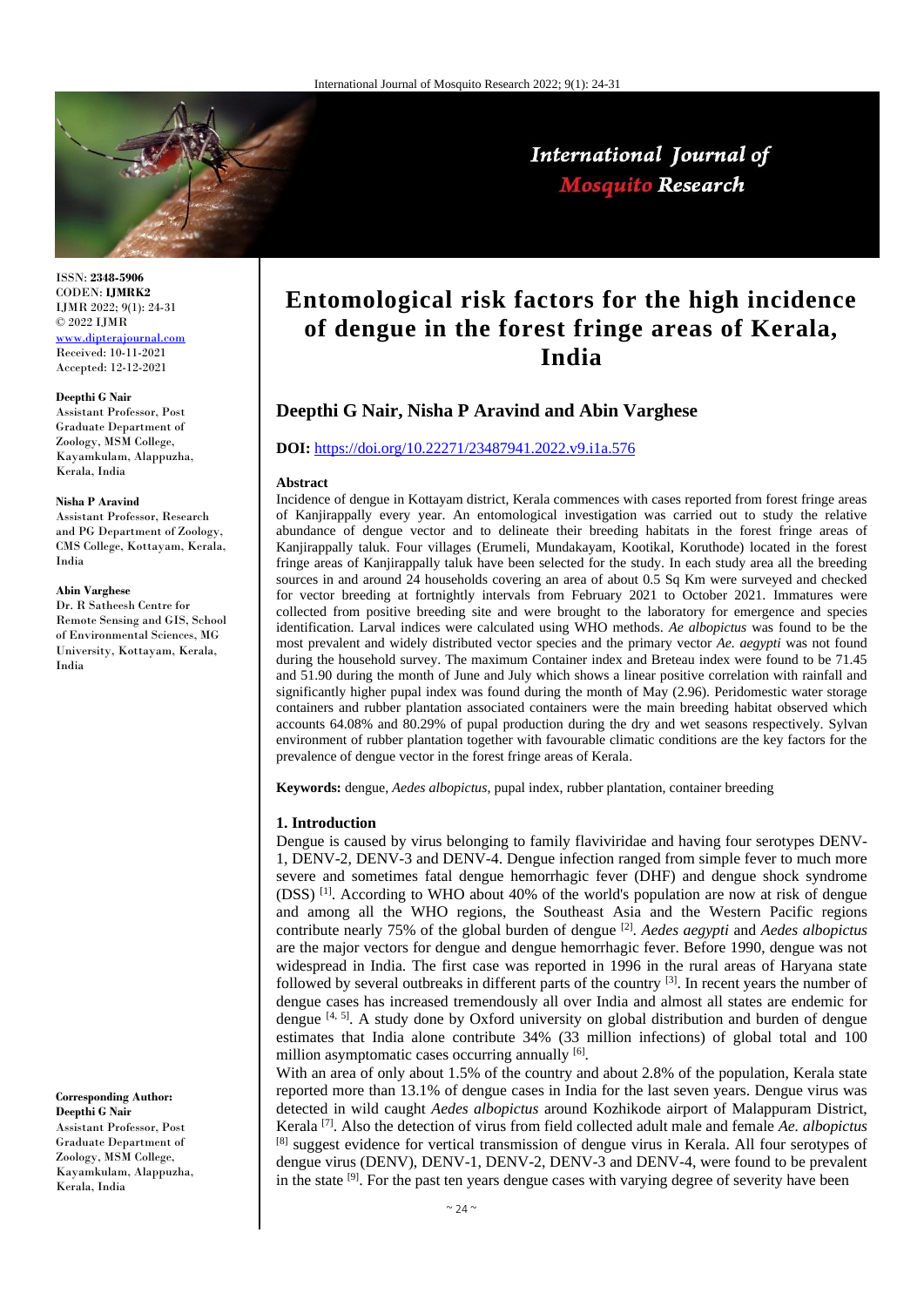ISSN: **2348-5906**
CODEN: **IJMRK2**
IJMR 2022; 9(1): 24-31
© 2022 IJMR
www.dipterajournal.com
Received: 10-11-2021
Accepted: 12-12-2021

**Deepthi G Nair**
Assistant Professor, Post Graduate Department of Zoology, MSM College, Kayamkulam, Alappuzha, Kerala, India

**Nisha P Aravind**
Assistant Professor, Research and PG Department of Zoology, CMS College, Kottayam, Kerala, India

**Abin Varghese**
Dr. R Satheesh Centre for Remote Sensing and GIS, School of Environmental Sciences, MG University, Kottayam, Kerala, India

**Corresponding Author:**
**Deepthi G Nair**
Assistant Professor, Post Graduate Department of Zoology, MSM College, Kayamkulam, Alappuzha, Kerala, India

International Journal of Mosquito Research

# Entomological risk factors for the high incidence of dengue in the forest fringe areas of Kerala, India

## Deepthi G Nair, Nisha P Aravind and Abin Varghese

**DOI:** https://doi.org/10.22271/23487941.2022.v9.i1a.576

### Abstract

Incidence of dengue in Kottayam district, Kerala commences with cases reported from forest fringe areas of Kanjirappally every year. An entomological investigation was carried out to study the relative abundance of dengue vector and to delineate their breeding habitats in the forest fringe areas of Kanjirappally taluk. Four villages (Erumeli, Mundakayam, Kootikal, Koruthode) located in the forest fringe areas of Kanjirappally taluk have been selected for the study. In each study area all the breeding sources in and around 24 households covering an area of about 0.5 Sq Km were surveyed and checked for vector breeding at fortnightly intervals from February 2021 to October 2021. Immatures were collected from positive breeding site and were brought to the laboratory for emergence and species identification. Larval indices were calculated using WHO methods. *Ae albopictus* was found to be the most prevalent and widely distributed vector species and the primary vector *Ae. aegypti* was not found during the household survey. The maximum Container index and Breteau index were found to be 71.45 and 51.90 during the month of June and July which shows a linear positive correlation with rainfall and significantly higher pupal index was found during the month of May (2.96). Peridomestic water storage containers and rubber plantation associated containers were the main breeding habitat observed which accounts 64.08% and 80.29% of pupal production during the dry and wet seasons respectively. Sylvan environment of rubber plantation together with favourable climatic conditions are the key factors for the prevalence of dengue vector in the forest fringe areas of Kerala.

**Keywords:** dengue, *Aedes albopictus*, pupal index, rubber plantation, container breeding

### 1. Introduction

Dengue is caused by virus belonging to family flaviviridae and having four serotypes DENV-1, DENV-2, DENV-3 and DENV-4. Dengue infection ranged from simple fever to much more severe and sometimes fatal dengue hemorrhagic fever (DHF) and dengue shock syndrome (DSS) [1]. According to WHO about 40% of the world's population are now at risk of dengue and among all the WHO regions, the Southeast Asia and the Western Pacific regions contribute nearly 75% of the global burden of dengue [2]. *Aedes aegypti* and *Aedes albopictus* are the major vectors for dengue and dengue hemorrhagic fever. Before 1990, dengue was not widespread in India. The first case was reported in 1996 in the rural areas of Haryana state followed by several outbreaks in different parts of the country [3]. In recent years the number of dengue cases has increased tremendously all over India and almost all states are endemic for dengue [4, 5]. A study done by Oxford university on global distribution and burden of dengue estimates that India alone contribute 34% (33 million infections) of global total and 100 million asymptomatic cases occurring annually [6].

With an area of only about 1.5% of the country and about 2.8% of the population, Kerala state reported more than 13.1% of dengue cases in India for the last seven years. Dengue virus was detected in wild caught *Aedes albopictus* around Kozhikode airport of Malappuram District, Kerala [7]. Also the detection of virus from field collected adult male and female *Ae. albopictus* [8] suggest evidence for vertical transmission of dengue virus in Kerala. All four serotypes of dengue virus (DENV), DENV-1, DENV-2, DENV-3 and DENV-4, were found to be prevalent in the state [9]. For the past ten years dengue cases with varying degree of severity have been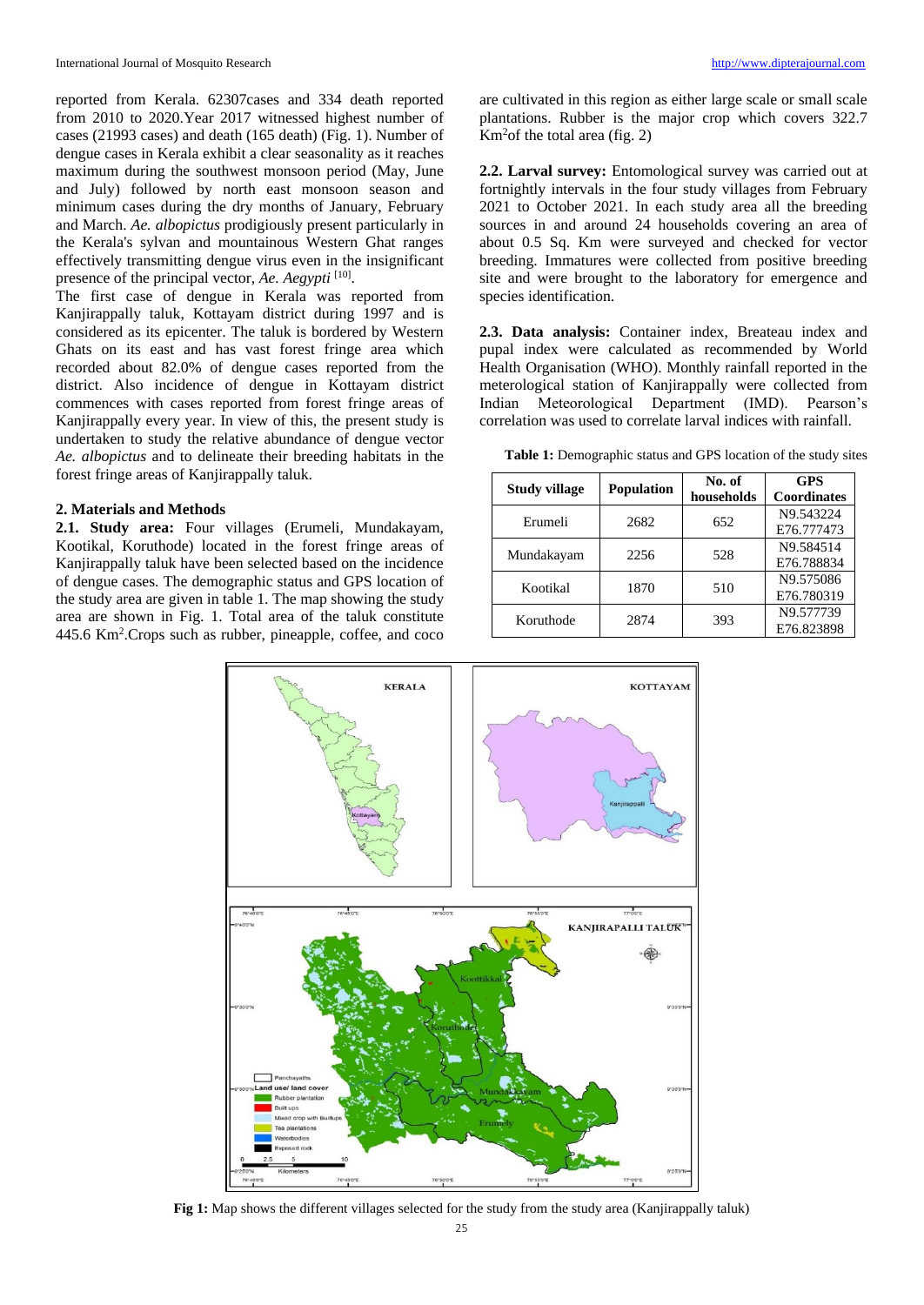reported from Kerala. 62307cases and 334 death reported from 2010 to 2020.Year 2017 witnessed highest number of cases (21993 cases) and death (165 death) (Fig. 1). Number of dengue cases in Kerala exhibit a clear seasonality as it reaches maximum during the southwest monsoon period (May, June and July) followed by north east monsoon season and minimum cases during the dry months of January, February and March. *Ae. albopictus* prodigiously present particularly in the Kerala's sylvan and mountainous Western Ghat ranges effectively transmitting dengue virus even in the insignificant presence of the principal vector, *Ae. Aegypti* [10].

The first case of dengue in Kerala was reported from Kanjirappally taluk, Kottayam district during 1997 and is considered as its epicenter. The taluk is bordered by Western Ghats on its east and has vast forest fringe area which recorded about 82.0% of dengue cases reported from the district. Also incidence of dengue in Kottayam district commences with cases reported from forest fringe areas of Kanjirappally every year. In view of this, the present study is undertaken to study the relative abundance of dengue vector *Ae. albopictus* and to delineate their breeding habitats in the forest fringe areas of Kanjirappally taluk.

## 2. Materials and Methods

**2.1. Study area:** Four villages (Erumeli, Mundakayam, Kootikal, Koruthode) located in the forest fringe areas of Kanjirappally taluk have been selected based on the incidence of dengue cases. The demographic status and GPS location of the study area are given in table 1. The map showing the study area are shown in Fig. 1. Total area of the taluk constitute 445.6 Km$^2$.Crops such as rubber, pineapple, coffee, and coco are cultivated in this region as either large scale or small scale plantations. Rubber is the major crop which covers 322.7 Km$^2$of the total area (fig. 2)

**2.2. Larval survey:** Entomological survey was carried out at fortnightly intervals in the four study villages from February 2021 to October 2021. In each study area all the breeding sources in and around 24 households covering an area of about 0.5 Sq. Km were surveyed and checked for vector breeding. Immatures were collected from positive breeding site and were brought to the laboratory for emergence and species identification.

**2.3. Data analysis:** Container index, Breateau index and pupal index were calculated as recommended by World Health Organisation (WHO). Monthly rainfall reported in the meterological station of Kanjirappally were collected from Indian Meteorological Department (IMD). Pearson's correlation was used to correlate larval indices with rainfall.

**Table 1:** Demographic status and GPS location of the study sites

| Study village | Population | No. of households | GPS Coordinates |
|---|---|---|---|
| Erumeli | 2682 | 652 | N9.543224 E76.777473 |
| Mundakayam | 2256 | 528 | N9.584514 E76.788834 |
| Kootikal | 1870 | 510 | N9.575086 E76.780319 |
| Koruthode | 2874 | 393 | N9.577739 E76.823898 |

KERALA

Kottayam

KOTTAYAM

Kanjirappalli

KANJIRAPALLI TALUK

Koottikkal

Koruthode

Mundakkayam

Erumely

Panchayaths

Land use/ land cover

Rubber plantation

Built ups

Mixed crop with Builtups

Tea plantations

Waterbodies

Exposed rock

0 2.5 5 10

Kilometers

**Fig 1:** Map shows the different villages selected for the study from the study area (Kanjirappally taluk)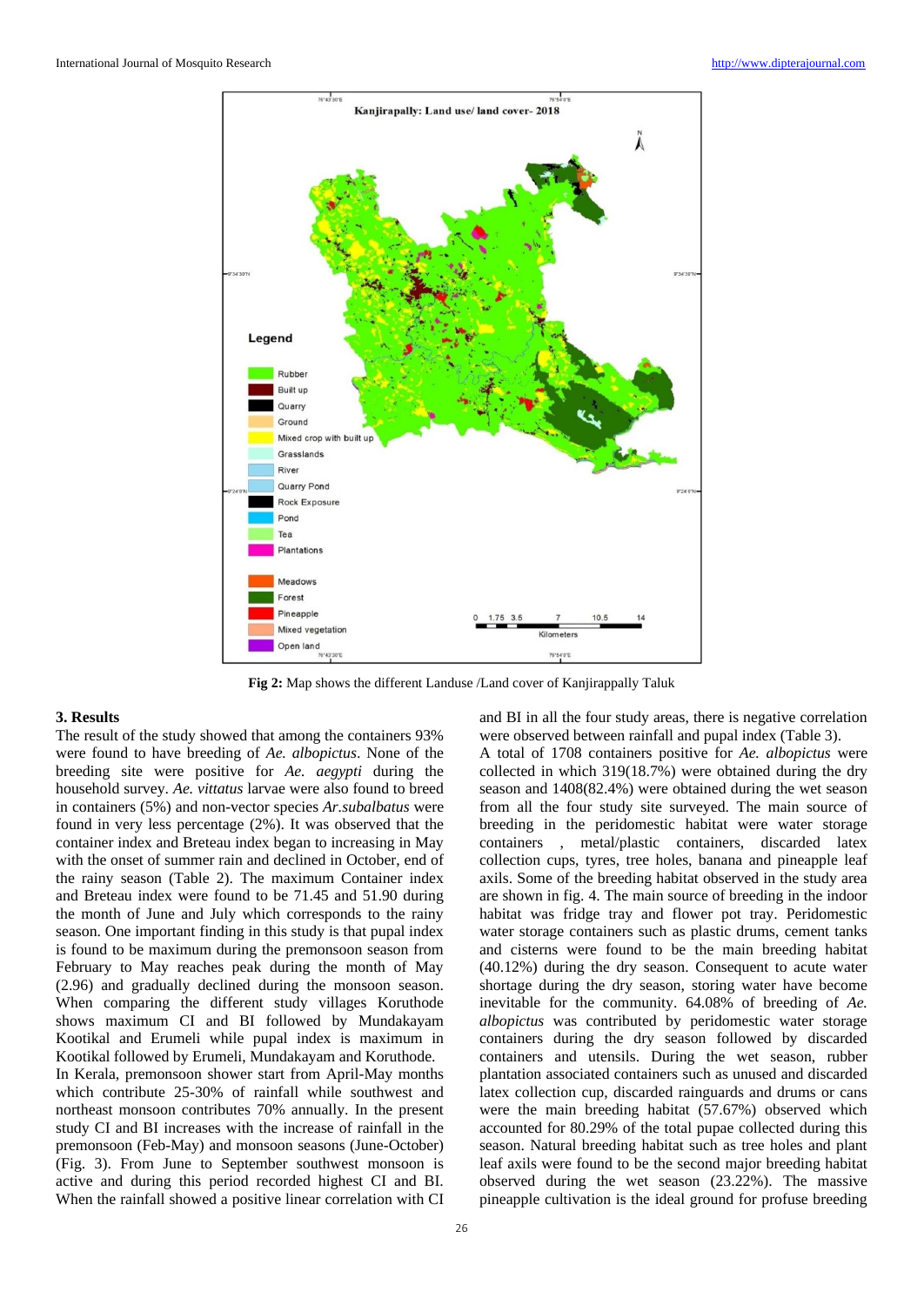Kanjirapally: Land use/ land cover- 2018

Legend

Rubber
Built up
Quarry
Ground
Mixed crop with built up
Grasslands
River
Quarry Pond
Rock Exposure
Pond
Tea
Plantations
Meadows
Forest
Pineapple
Mixed vegetation
Open land

0 1.75 3.5 7 10.5 14
Kilometers

**Fig 2:** Map shows the different Landuse /Land cover of Kanjirappally Taluk

## 3. Results

The result of the study showed that among the containers 93% were found to have breeding of *Ae. albopictus*. None of the breeding site were positive for *Ae. aegypti* during the household survey. *Ae. vittatus* larvae were also found to breed in containers (5%) and non-vector species *Ar.subalbatus* were found in very less percentage (2%). It was observed that the container index and Breteau index began to increasing in May with the onset of summer rain and declined in October, end of the rainy season (Table 2). The maximum Container index and Breteau index were found to be 71.45 and 51.90 during the month of June and July which corresponds to the rainy season. One important finding in this study is that pupal index is found to be maximum during the premonsoon season from February to May reaches peak during the month of May (2.96) and gradually declined during the monsoon season. When comparing the different study villages Koruthode shows maximum CI and BI followed by Mundakayam Kootikal and Erumeli while pupal index is maximum in Kootikal followed by Erumeli, Mundakayam and Koruthode.

In Kerala, premonsoon shower start from April-May months which contribute 25-30% of rainfall while southwest and northeast monsoon contributes 70% annually. In the present study CI and BI increases with the increase of rainfall in the premonsoon (Feb-May) and monsoon seasons (June-October) (Fig. 3). From June to September southwest monsoon is active and during this period recorded highest CI and BI. When the rainfall showed a positive linear correlation with CI and BI in all the four study areas, there is negative correlation were observed between rainfall and pupal index (Table 3).

A total of 1708 containers positive for *Ae. albopictus* were collected in which 319(18.7%) were obtained during the dry season and 1408(82.4%) were obtained during the wet season from all the four study site surveyed. The main source of breeding in the peridomestic habitat were water storage containers , metal/plastic containers, discarded latex collection cups, tyres, tree holes, banana and pineapple leaf axils. Some of the breeding habitat observed in the study area are shown in fig. 4. The main source of breeding in the indoor habitat was fridge tray and flower pot tray. Peridomestic water storage containers such as plastic drums, cement tanks and cisterns were found to be the main breeding habitat (40.12%) during the dry season. Consequent to acute water shortage during the dry season, storing water have become inevitable for the community. 64.08% of breeding of *Ae. albopictus* was contributed by peridomestic water storage containers during the dry season followed by discarded containers and utensils. During the wet season, rubber plantation associated containers such as unused and discarded latex collection cup, discarded rainguards and drums or cans were the main breeding habitat (57.67%) observed which accounted for 80.29% of the total pupae collected during this season. Natural breeding habitat such as tree holes and plant leaf axils were found to be the second major breeding habitat observed during the wet season (23.22%). The massive pineapple cultivation is the ideal ground for profuse breeding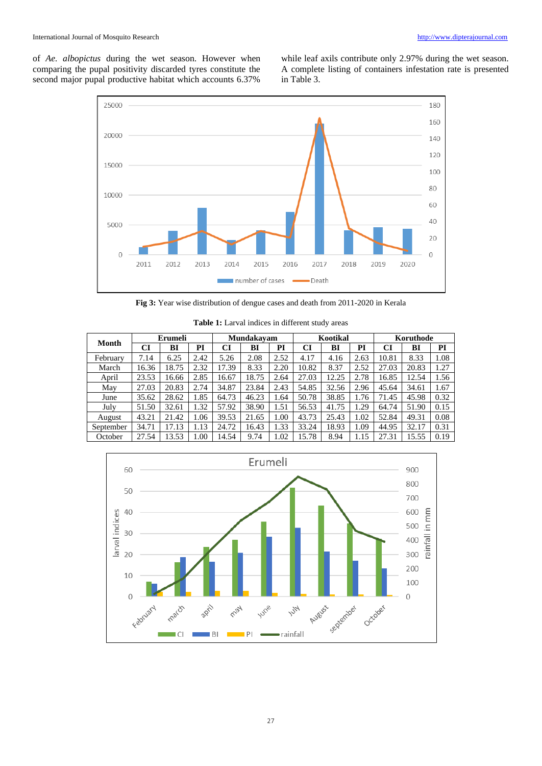of *Ae. albopictus* during the wet season. However when comparing the pupal positivity discarded tyres constitute the second major pupal productive habitat which accounts 6.37% while leaf axils contribute only 2.97% during the wet season. A complete listing of containers infestation rate is presented in Table 3.

25000
20000
15000
10000
5000
0

180
160
140
120
100
80
60
40
20
0

2011 2012 2013 2014 2015 2016 2017 2018 2019 2020

number of cases
Death

**Fig 3:** Year wise distribution of dengue cases and death from 2011-2020 in Kerala

**Table 1:** Larval indices in different study areas

| Month | Erumeli | | | Mundakayam | | | Kootikal | | | Koruthode | | |
|---|---|---|---|---|---|---|---|---|---|---|---|---|
| | CI | BI | PI | CI | BI | PI | CI | BI | PI | CI | BI | PI |
| February | 7.14 | 6.25 | 2.42 | 5.26 | 2.08 | 2.52 | 4.17 | 4.16 | 2.63 | 10.81 | 8.33 | 1.08 |
| March | 16.36 | 18.75 | 2.32 | 17.39 | 8.33 | 2.20 | 10.82 | 8.37 | 2.52 | 27.03 | 20.83 | 1.27 |
| April | 23.53 | 16.66 | 2.85 | 16.67 | 18.75 | 2.64 | 27.03 | 12.25 | 2.78 | 16.85 | 12.54 | 1.56 |
| May | 27.03 | 20.83 | 2.74 | 34.87 | 23.84 | 2.43 | 54.85 | 32.56 | 2.96 | 45.64 | 34.61 | 1.67 |
| June | 35.62 | 28.62 | 1.85 | 64.73 | 46.23 | 1.64 | 50.78 | 38.85 | 1.76 | 71.45 | 45.98 | 0.32 |
| July | 51.50 | 32.61 | 1.32 | 57.92 | 38.90 | 1.51 | 56.53 | 41.75 | 1.29 | 64.74 | 51.90 | 0.15 |
| August | 43.21 | 21.42 | 1.06 | 39.53 | 21.65 | 1.00 | 43.73 | 25.43 | 1.02 | 52.84 | 49.31 | 0.08 |
| September | 34.71 | 17.13 | 1.13 | 24.72 | 16.43 | 1.33 | 33.24 | 18.93 | 1.09 | 44.95 | 32.17 | 0.31 |
| October | 27.54 | 13.53 | 1.00 | 14.54 | 9.74 | 1.02 | 15.78 | 8.94 | 1.15 | 27.31 | 15.55 | 0.19 |

Erumeli

larval indices
60
50
40
30
20
10
0

rainfall in mm
900
800
700
600
500
400
300
200
100
0

February march april may June July August september October

CI BI PI rainfall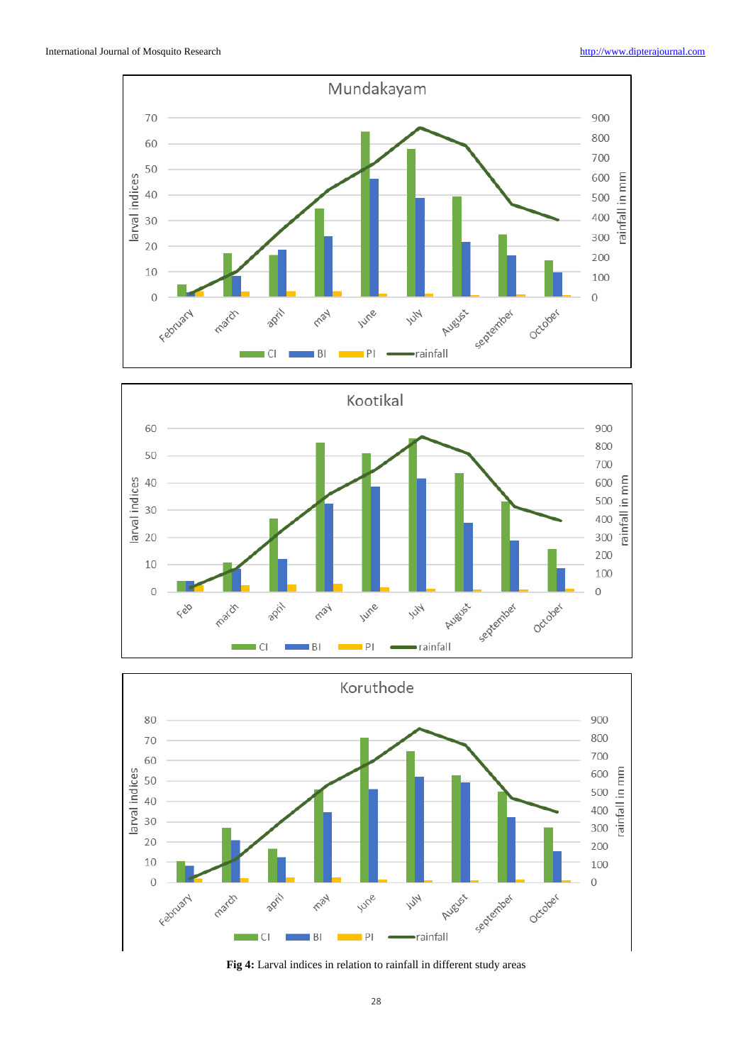Mundakayam

70
60
50
40
30
20
10
0

larval indices

900
800
700
600
500
400
300
200
100
0

rainfall in mm

February march april may June July August september October

CI BI PI rainfall

Kootikal

60
50
40
30
20
10
0

larval indices

900
800
700
600
500
400
300
200
100
0

rainfall in mm

Feb march april may June July August september October

CI BI PI rainfall

Koruthode

80
70
60
50
40
30
20
10
0

larval indices

900
800
700
600
500
400
300
200
100
0

rainfall in mm

February march april may June July August september October

CI BI PI rainfall

**Fig 4:** Larval indices in relation to rainfall in different study areas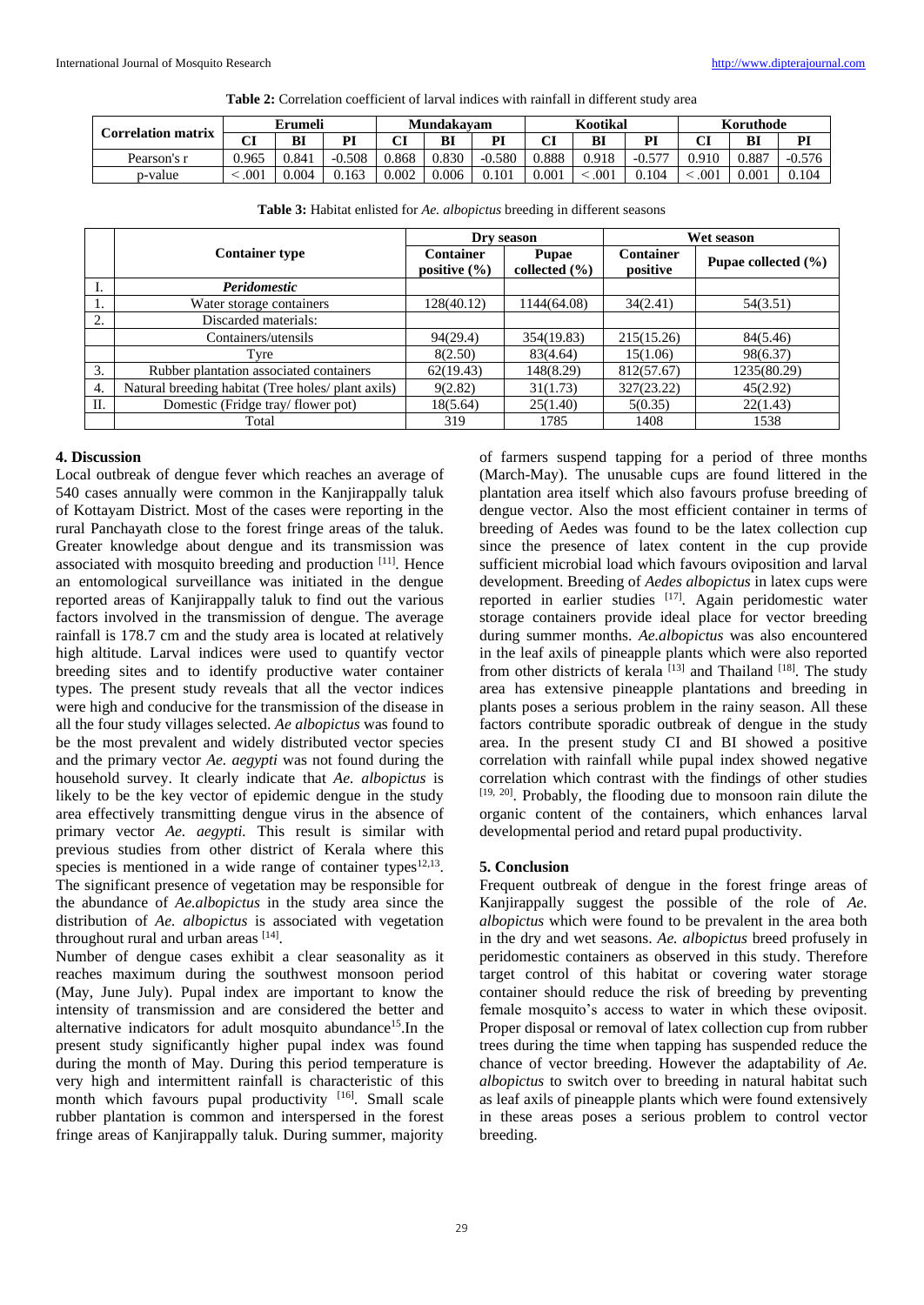**Table 2:** Correlation coefficient of larval indices with rainfall in different study area

| Correlation matrix | Erumeli | | | Mundakayam | | | Kootikal | | | Koruthode | | |
|---|---|---|---|---|---|---|---|---|---|---|---|---|
| | CI | BI | PI | CI | BI | PI | CI | BI | PI | CI | BI | PI |
| Pearson's r | 0.965 | 0.841 | -0.508 | 0.868 | 0.830 | -0.580 | 0.888 | 0.918 | -0.577 | 0.910 | 0.887 | -0.576 |
| p-value | < .001 | 0.004 | 0.163 | 0.002 | 0.006 | 0.101 | 0.001 | < .001 | 0.104 | < .001 | 0.001 | 0.104 |

**Table 3:** Habitat enlisted for *Ae. albopictus* breeding in different seasons

| | Container type | Dry season | | Wet season | |
|---|---|---|---|---|---|
| | | Container positive (%) | Pupae collected (%) | Container positive | Pupae collected (%) |
| I. | *Peridomestic* | | | | |
| 1. | Water storage containers | 128(40.12) | 1144(64.08) | 34(2.41) | 54(3.51) |
| 2. | Discarded materials: | | | | |
| | Containers/utensils | 94(29.4) | 354(19.83) | 215(15.26) | 84(5.46) |
| | Tyre | 8(2.50) | 83(4.64) | 15(1.06) | 98(6.37) |
| 3. | Rubber plantation associated containers | 62(19.43) | 148(8.29) | 812(57.67) | 1235(80.29) |
| 4. | Natural breeding habitat (Tree holes/ plant axils) | 9(2.82) | 31(1.73) | 327(23.22) | 45(2.92) |
| II. | Domestic (Fridge tray/ flower pot) | 18(5.64) | 25(1.40) | 5(0.35) | 22(1.43) |
| | Total | 319 | 1785 | 1408 | 1538 |

## 4. Discussion

Local outbreak of dengue fever which reaches an average of 540 cases annually were common in the Kanjirappally taluk of Kottayam District. Most of the cases were reporting in the rural Panchayath close to the forest fringe areas of the taluk. Greater knowledge about dengue and its transmission was associated with mosquito breeding and production [11]. Hence an entomological surveillance was initiated in the dengue reported areas of Kanjirappally taluk to find out the various factors involved in the transmission of dengue. The average rainfall is 178.7 cm and the study area is located at relatively high altitude. Larval indices were used to quantify vector breeding sites and to identify productive water container types. The present study reveals that all the vector indices were high and conducive for the transmission of the disease in all the four study villages selected. *Ae albopictus* was found to be the most prevalent and widely distributed vector species and the primary vector *Ae. aegypti* was not found during the household survey. It clearly indicate that *Ae. albopictus* is likely to be the key vector of epidemic dengue in the study area effectively transmitting dengue virus in the absence of primary vector *Ae. aegypti*. This result is similar with previous studies from other district of Kerala where this species is mentioned in a wide range of container types[12,13]. The significant presence of vegetation may be responsible for the abundance of *Ae.albopictus* in the study area since the distribution of *Ae. albopictus* is associated with vegetation throughout rural and urban areas [14].

Number of dengue cases exhibit a clear seasonality as it reaches maximum during the southwest monsoon period (May, June July). Pupal index are important to know the intensity of transmission and are considered the better and alternative indicators for adult mosquito abundance[15].In the present study significantly higher pupal index was found during the month of May. During this period temperature is very high and intermittent rainfall is characteristic of this month which favours pupal productivity [16]. Small scale rubber plantation is common and interspersed in the forest fringe areas of Kanjirappally taluk. During summer, majority of farmers suspend tapping for a period of three months (March-May). The unusable cups are found littered in the plantation area itself which also favours profuse breeding of dengue vector. Also the most efficient container in terms of breeding of Aedes was found to be the latex collection cup since the presence of latex content in the cup provide sufficient microbial load which favours oviposition and larval development. Breeding of *Aedes albopictus* in latex cups were reported in earlier studies [17]. Again peridomestic water storage containers provide ideal place for vector breeding during summer months. *Ae.albopictus* was also encountered in the leaf axils of pineapple plants which were also reported from other districts of kerala [13] and Thailand [18]. The study area has extensive pineapple plantations and breeding in plants poses a serious problem in the rainy season. All these factors contribute sporadic outbreak of dengue in the study area. In the present study CI and BI showed a positive correlation with rainfall while pupal index showed negative correlation which contrast with the findings of other studies [19, 20]. Probably, the flooding due to monsoon rain dilute the organic content of the containers, which enhances larval developmental period and retard pupal productivity.

## 5. Conclusion

Frequent outbreak of dengue in the forest fringe areas of Kanjirappally suggest the possible of the role of *Ae. albopictus* which were found to be prevalent in the area both in the dry and wet seasons. *Ae. albopictus* breed profusely in peridomestic containers as observed in this study. Therefore target control of this habitat or covering water storage container should reduce the risk of breeding by preventing female mosquito's access to water in which these oviposit. Proper disposal or removal of latex collection cup from rubber trees during the time when tapping has suspended reduce the chance of vector breeding. However the adaptability of *Ae. albopictus* to switch over to breeding in natural habitat such as leaf axils of pineapple plants which were found extensively in these areas poses a serious problem to control vector breeding.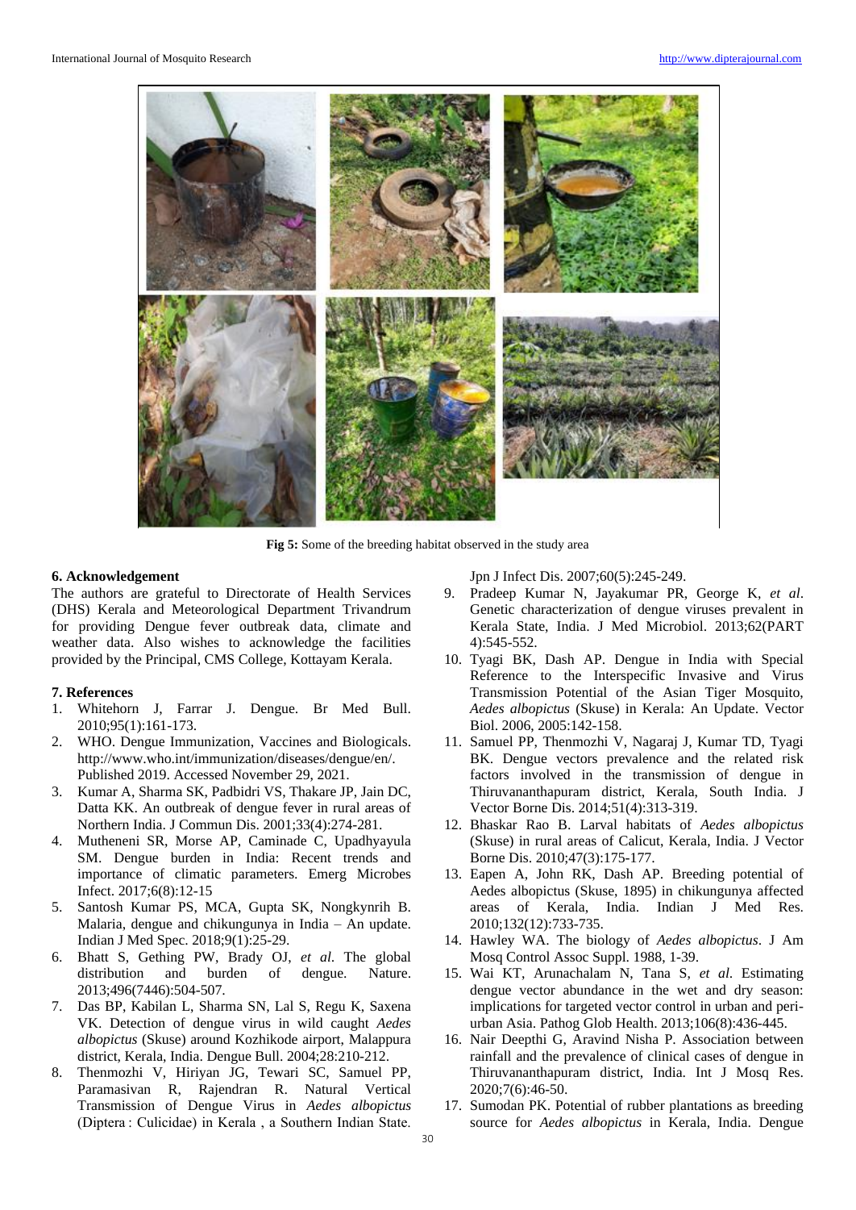Fig 5: Some of the breeding habitat observed in the study area

## 6. Acknowledgement

The authors are grateful to Directorate of Health Services (DHS) Kerala and Meteorological Department Trivandrum for providing Dengue fever outbreak data, climate and weather data. Also wishes to acknowledge the facilities provided by the Principal, CMS College, Kottayam Kerala.

## 7. References

1. Whitehorn J, Farrar J. Dengue. Br Med Bull. 2010;95(1):161-173.
2. WHO. Dengue Immunization, Vaccines and Biologicals. http://www.who.int/immunization/diseases/dengue/en/. Published 2019. Accessed November 29, 2021.
3. Kumar A, Sharma SK, Padbidri VS, Thakare JP, Jain DC, Datta KK. An outbreak of dengue fever in rural areas of Northern India. J Commun Dis. 2001;33(4):274-281.
4. Mutheneni SR, Morse AP, Caminade C, Upadhyayula SM. Dengue burden in India: Recent trends and importance of climatic parameters. Emerg Microbes Infect. 2017;6(8):12-15
5. Santosh Kumar PS, MCA, Gupta SK, Nongkynrih B. Malaria, dengue and chikungunya in India – An update. Indian J Med Spec. 2018;9(1):25-29.
6. Bhatt S, Gething PW, Brady OJ, *et al.* The global distribution and burden of dengue. Nature. 2013;496(7446):504-507.
7. Das BP, Kabilan L, Sharma SN, Lal S, Regu K, Saxena VK. Detection of dengue virus in wild caught *Aedes albopictus* (Skuse) around Kozhikode airport, Malappura district, Kerala, India. Dengue Bull. 2004;28:210-212.
8. Thenmozhi V, Hiriyan JG, Tewari SC, Samuel PP, Paramasivan R, Rajendran R. Natural Vertical Transmission of Dengue Virus in *Aedes albopictus* (Diptera : Culicidae) in Kerala , a Southern Indian State. Jpn J Infect Dis. 2007;60(5):245-249.
9. Pradeep Kumar N, Jayakumar PR, George K, *et al*. Genetic characterization of dengue viruses prevalent in Kerala State, India. J Med Microbiol. 2013;62(PART 4):545-552.
10. Tyagi BK, Dash AP. Dengue in India with Special Reference to the Interspecific Invasive and Virus Transmission Potential of the Asian Tiger Mosquito, *Aedes albopictus* (Skuse) in Kerala: An Update. Vector Biol. 2006, 2005:142-158.
11. Samuel PP, Thenmozhi V, Nagaraj J, Kumar TD, Tyagi BK. Dengue vectors prevalence and the related risk factors involved in the transmission of dengue in Thiruvananthapuram district, Kerala, South India. J Vector Borne Dis. 2014;51(4):313-319.
12. Bhaskar Rao B. Larval habitats of *Aedes albopictus* (Skuse) in rural areas of Calicut, Kerala, India. J Vector Borne Dis. 2010;47(3):175-177.
13. Eapen A, John RK, Dash AP. Breeding potential of Aedes albopictus (Skuse, 1895) in chikungunya affected areas of Kerala, India. Indian J Med Res. 2010;132(12):733-735.
14. Hawley WA. The biology of *Aedes albopictus*. J Am Mosq Control Assoc Suppl. 1988, 1-39.
15. Wai KT, Arunachalam N, Tana S, *et al.* Estimating dengue vector abundance in the wet and dry season: implications for targeted vector control in urban and peri-urban Asia. Pathog Glob Health. 2013;106(8):436-445.
16. Nair Deepthi G, Aravind Nisha P. Association between rainfall and the prevalence of clinical cases of dengue in Thiruvananthapuram district, India. Int J Mosq Res. 2020;7(6):46-50.
17. Sumodan PK. Potential of rubber plantations as breeding source for *Aedes albopictus* in Kerala, India. Dengue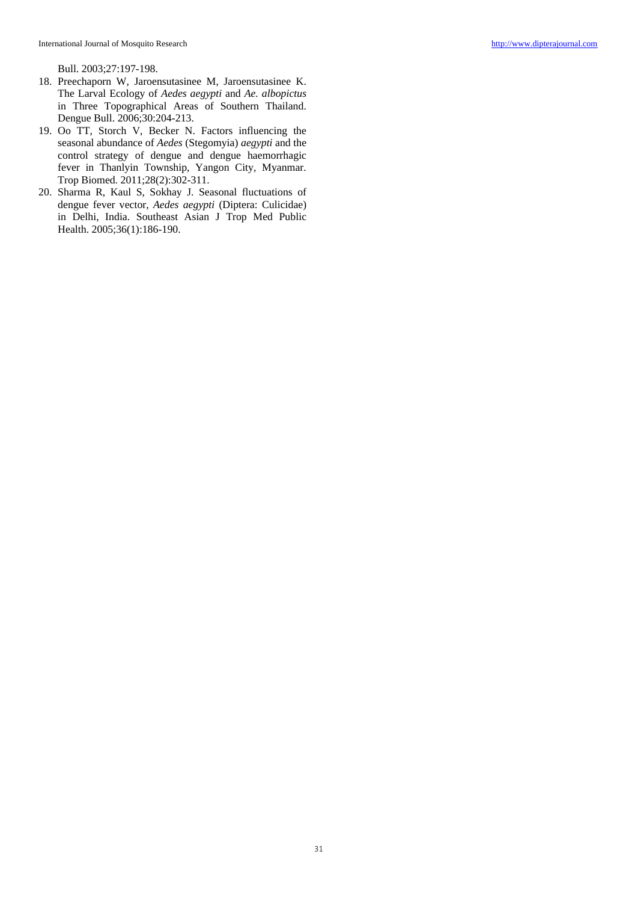Bull. 2003;27:197-198.

18. Preechaporn W, Jaroensutasinee M, Jaroensutasinee K. The Larval Ecology of *Aedes aegypti* and *Ae. albopictus* in Three Topographical Areas of Southern Thailand. Dengue Bull. 2006;30:204-213.
19. Oo TT, Storch V, Becker N. Factors influencing the seasonal abundance of *Aedes* (Stegomyia) *aegypti* and the control strategy of dengue and dengue haemorrhagic fever in Thanlyin Township, Yangon City, Myanmar. Trop Biomed. 2011;28(2):302-311.
20. Sharma R, Kaul S, Sokhay J. Seasonal fluctuations of dengue fever vector, *Aedes aegypti* (Diptera: Culicidae) in Delhi, India. Southeast Asian J Trop Med Public Health. 2005;36(1):186-190.